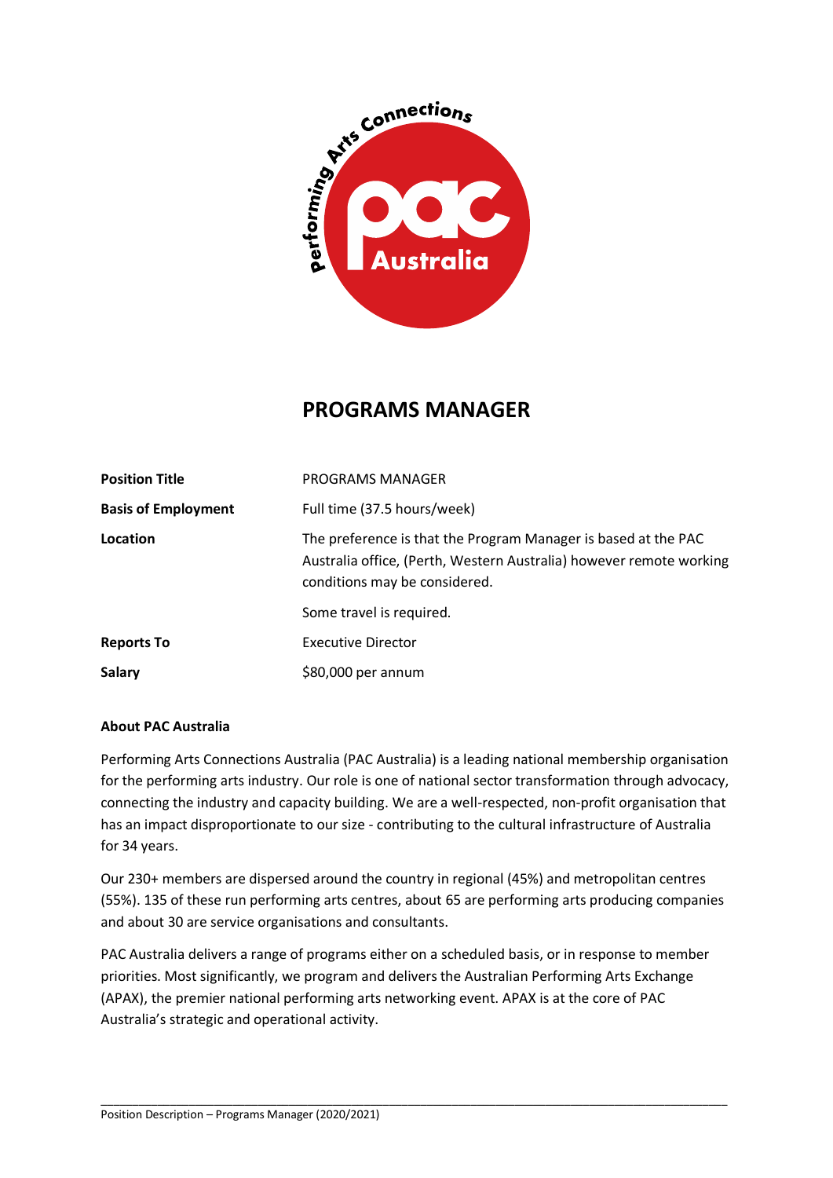# PROGRAMS MANAGER

| | |
|---|---|
| **Position Title** | PROGRAMS MANAGER |
| **Basis of Employment** | Full time (37.5 hours/week) |
| **Location** | The preference is that the Program Manager is based at the PAC Australia office, (Perth, Western Australia) however remote working conditions may be considered.<br><br>Some travel is required. |
| **Reports To** | Executive Director |
| **Salary** | $80,000 per annum |

**About PAC Australia**

Performing Arts Connections Australia (PAC Australia) is a leading national membership organisation for the performing arts industry. Our role is one of national sector transformation through advocacy, connecting the industry and capacity building. We are a well-respected, non-profit organisation that has an impact disproportionate to our size - contributing to the cultural infrastructure of Australia for 34 years.

Our 230+ members are dispersed around the country in regional (45%) and metropolitan centres (55%). 135 of these run performing arts centres, about 65 are performing arts producing companies and about 30 are service organisations and consultants.

PAC Australia delivers a range of programs either on a scheduled basis, or in response to member priorities. Most significantly, we program and delivers the Australian Performing Arts Exchange (APAX), the premier national performing arts networking event. APAX is at the core of PAC Australia's strategic and operational activity.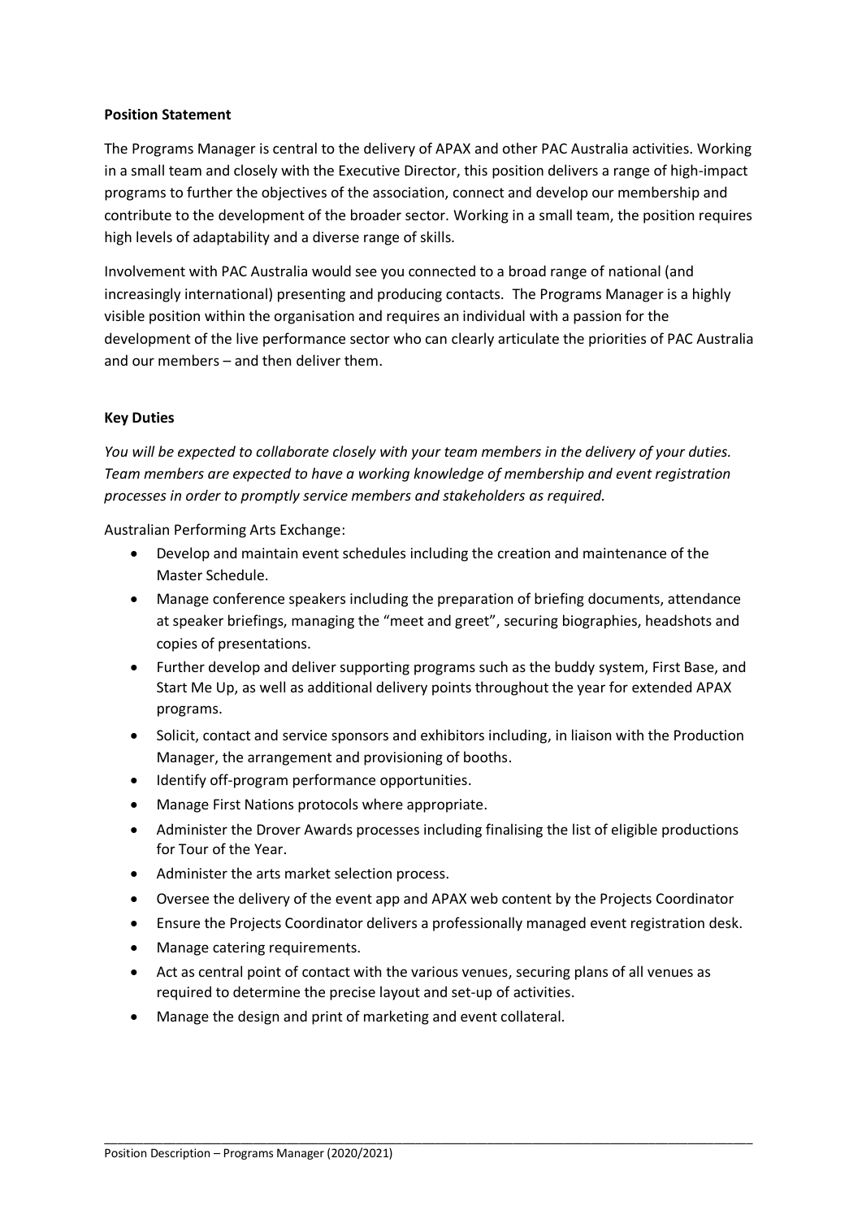**Position Statement**

The Programs Manager is central to the delivery of APAX and other PAC Australia activities. Working in a small team and closely with the Executive Director, this position delivers a range of high-impact programs to further the objectives of the association, connect and develop our membership and contribute to the development of the broader sector. Working in a small team, the position requires high levels of adaptability and a diverse range of skills.

Involvement with PAC Australia would see you connected to a broad range of national (and increasingly international) presenting and producing contacts. The Programs Manager is a highly visible position within the organisation and requires an individual with a passion for the development of the live performance sector who can clearly articulate the priorities of PAC Australia and our members – and then deliver them.

**Key Duties**

*You will be expected to collaborate closely with your team members in the delivery of your duties. Team members are expected to have a working knowledge of membership and event registration processes in order to promptly service members and stakeholders as required.*

Australian Performing Arts Exchange:

- Develop and maintain event schedules including the creation and maintenance of the Master Schedule.
- Manage conference speakers including the preparation of briefing documents, attendance at speaker briefings, managing the "meet and greet", securing biographies, headshots and copies of presentations.
- Further develop and deliver supporting programs such as the buddy system, First Base, and Start Me Up, as well as additional delivery points throughout the year for extended APAX programs.
- Solicit, contact and service sponsors and exhibitors including, in liaison with the Production Manager, the arrangement and provisioning of booths.
- Identify off-program performance opportunities.
- Manage First Nations protocols where appropriate.
- Administer the Drover Awards processes including finalising the list of eligible productions for Tour of the Year.
- Administer the arts market selection process.
- Oversee the delivery of the event app and APAX web content by the Projects Coordinator
- Ensure the Projects Coordinator delivers a professionally managed event registration desk.
- Manage catering requirements.
- Act as central point of contact with the various venues, securing plans of all venues as required to determine the precise layout and set-up of activities.
- Manage the design and print of marketing and event collateral.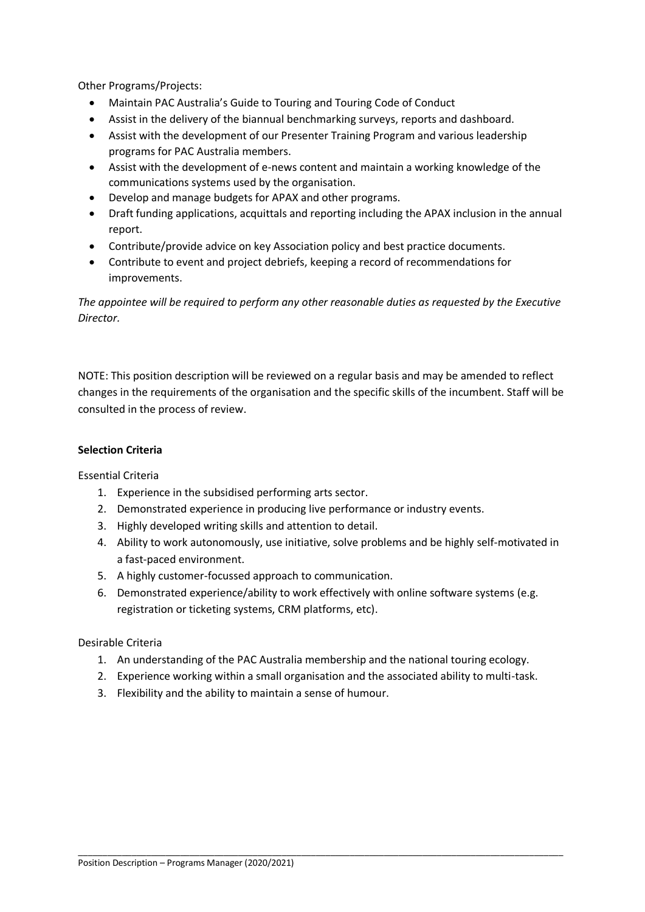Other Programs/Projects:

- Maintain PAC Australia's Guide to Touring and Touring Code of Conduct
- Assist in the delivery of the biannual benchmarking surveys, reports and dashboard.
- Assist with the development of our Presenter Training Program and various leadership programs for PAC Australia members.
- Assist with the development of e-news content and maintain a working knowledge of the communications systems used by the organisation.
- Develop and manage budgets for APAX and other programs.
- Draft funding applications, acquittals and reporting including the APAX inclusion in the annual report.
- Contribute/provide advice on key Association policy and best practice documents.
- Contribute to event and project debriefs, keeping a record of recommendations for improvements.

*The appointee will be required to perform any other reasonable duties as requested by the Executive Director.*

NOTE: This position description will be reviewed on a regular basis and may be amended to reflect changes in the requirements of the organisation and the specific skills of the incumbent. Staff will be consulted in the process of review.

**Selection Criteria**

Essential Criteria

1. Experience in the subsidised performing arts sector.
2. Demonstrated experience in producing live performance or industry events.
3. Highly developed writing skills and attention to detail.
4. Ability to work autonomously, use initiative, solve problems and be highly self-motivated in a fast-paced environment.
5. A highly customer-focussed approach to communication.
6. Demonstrated experience/ability to work effectively with online software systems (e.g. registration or ticketing systems, CRM platforms, etc).

Desirable Criteria

1. An understanding of the PAC Australia membership and the national touring ecology.
2. Experience working within a small organisation and the associated ability to multi-task.
3. Flexibility and the ability to maintain a sense of humour.